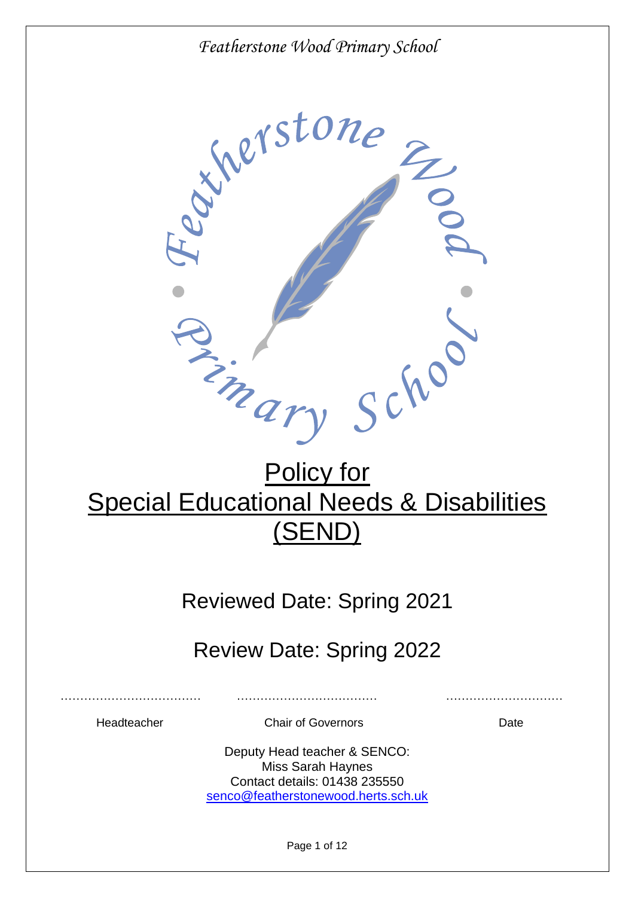*Featherstone Wood Primary School*

# Policy for Special Educational Needs & Disabilities (SEND)

Reviewed Date: Spring 2021

Review Date: Spring 2022

| ……………………………… | ……………………………… | ………………………… |
|---|---|---|
| Headteacher | Chair of Governors | Date |

Deputy Head teacher & SENCO:
Miss Sarah Haynes
Contact details: 01438 235550
senco@featherstonewood.herts.sch.uk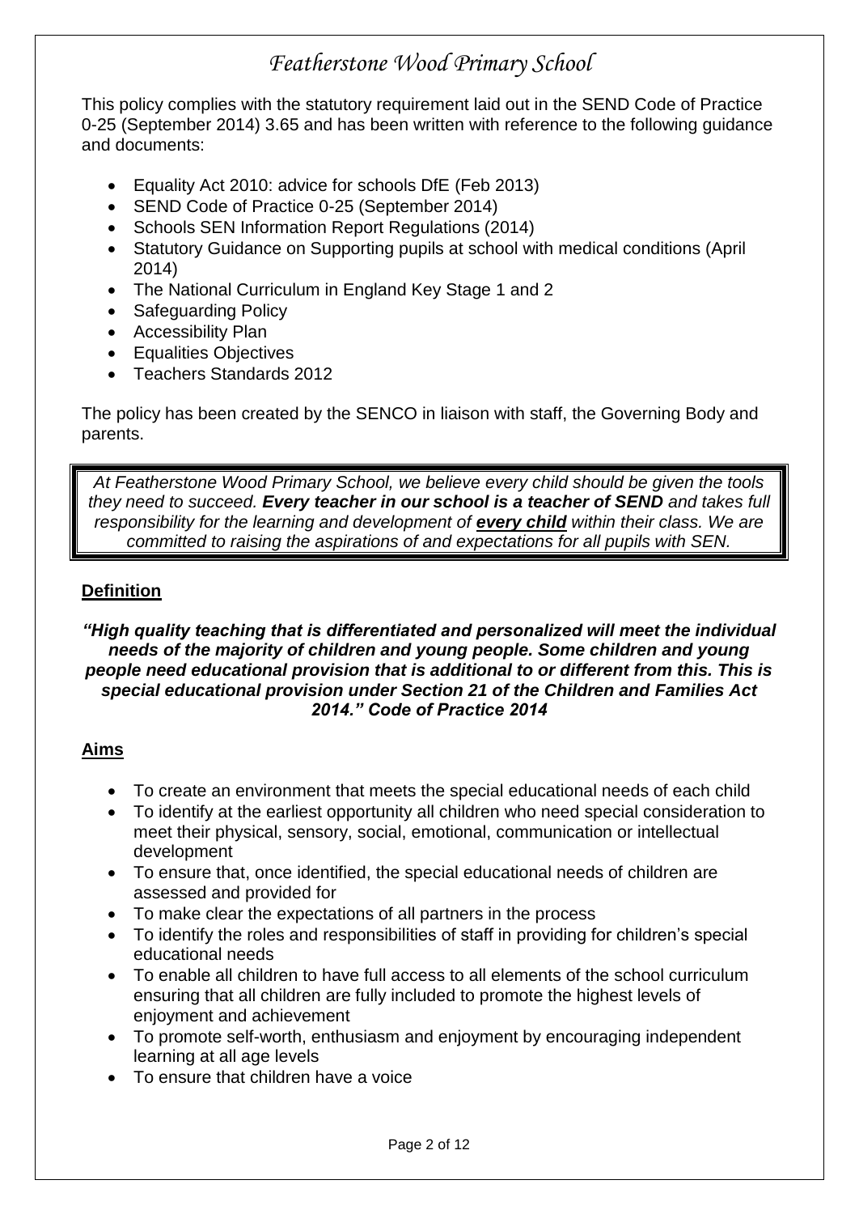# *Featherstone Wood Primary School*

This policy complies with the statutory requirement laid out in the SEND Code of Practice 0-25 (September 2014) 3.65 and has been written with reference to the following guidance and documents:

- Equality Act 2010: advice for schools DfE (Feb 2013)
- SEND Code of Practice 0-25 (September 2014)
- Schools SEN Information Report Regulations (2014)
- Statutory Guidance on Supporting pupils at school with medical conditions (April 2014)
- The National Curriculum in England Key Stage 1 and 2
- Safeguarding Policy
- Accessibility Plan
- Equalities Objectives
- Teachers Standards 2012

The policy has been created by the SENCO in liaison with staff, the Governing Body and parents.

*At Featherstone Wood Primary School, we believe every child should be given the tools they need to succeed.* ***Every teacher in our school is a teacher of SEND*** *and takes full responsibility for the learning and development of* ***<u>every child</u>*** *within their class. We are committed to raising the aspirations of and expectations for all pupils with SEN.*

## **<u>Definition</u>**

***"High quality teaching that is differentiated and personalized will meet the individual needs of the majority of children and young people. Some children and young people need educational provision that is additional to or different from this. This is special educational provision under Section 21 of the Children and Families Act 2014." Code of Practice 2014***

## **<u>Aims</u>**

- To create an environment that meets the special educational needs of each child
- To identify at the earliest opportunity all children who need special consideration to meet their physical, sensory, social, emotional, communication or intellectual development
- To ensure that, once identified, the special educational needs of children are assessed and provided for
- To make clear the expectations of all partners in the process
- To identify the roles and responsibilities of staff in providing for children's special educational needs
- To enable all children to have full access to all elements of the school curriculum ensuring that all children are fully included to promote the highest levels of enjoyment and achievement
- To promote self-worth, enthusiasm and enjoyment by encouraging independent learning at all age levels
- To ensure that children have a voice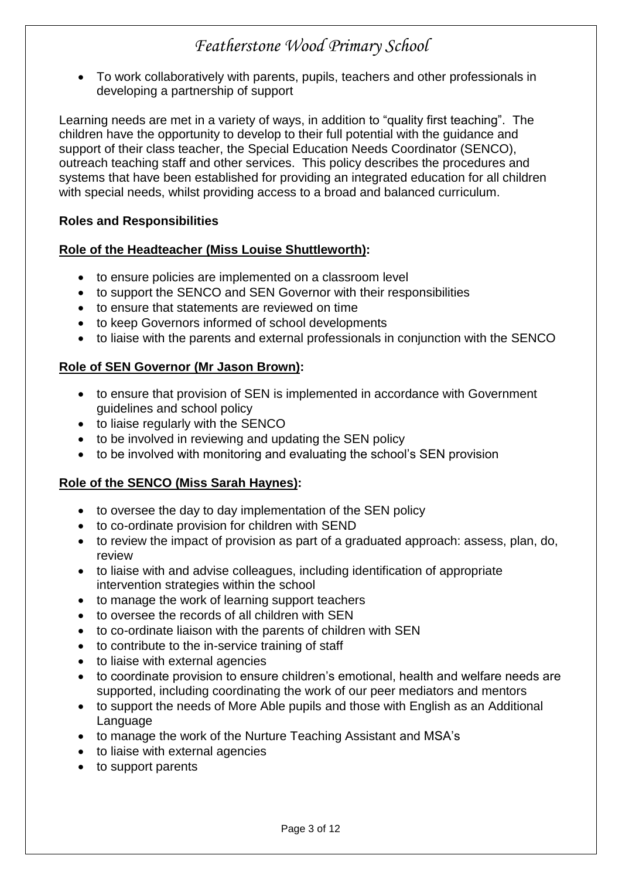- To work collaboratively with parents, pupils, teachers and other professionals in developing a partnership of support

Learning needs are met in a variety of ways, in addition to "quality first teaching". The children have the opportunity to develop to their full potential with the guidance and support of their class teacher, the Special Education Needs Coordinator (SENCO), outreach teaching staff and other services. This policy describes the procedures and systems that have been established for providing an integrated education for all children with special needs, whilst providing access to a broad and balanced curriculum.

**Roles and Responsibilities**

**Role of the Headteacher (Miss Louise Shuttleworth):**

- to ensure policies are implemented on a classroom level
- to support the SENCO and SEN Governor with their responsibilities
- to ensure that statements are reviewed on time
- to keep Governors informed of school developments
- to liaise with the parents and external professionals in conjunction with the SENCO

**Role of SEN Governor (Mr Jason Brown):**

- to ensure that provision of SEN is implemented in accordance with Government guidelines and school policy
- to liaise regularly with the SENCO
- to be involved in reviewing and updating the SEN policy
- to be involved with monitoring and evaluating the school's SEN provision

**Role of the SENCO (Miss Sarah Haynes):**

- to oversee the day to day implementation of the SEN policy
- to co-ordinate provision for children with SEND
- to review the impact of provision as part of a graduated approach: assess, plan, do, review
- to liaise with and advise colleagues, including identification of appropriate intervention strategies within the school
- to manage the work of learning support teachers
- to oversee the records of all children with SEN
- to co-ordinate liaison with the parents of children with SEN
- to contribute to the in-service training of staff
- to liaise with external agencies
- to coordinate provision to ensure children's emotional, health and welfare needs are supported, including coordinating the work of our peer mediators and mentors
- to support the needs of More Able pupils and those with English as an Additional Language
- to manage the work of the Nurture Teaching Assistant and MSA's
- to liaise with external agencies
- to support parents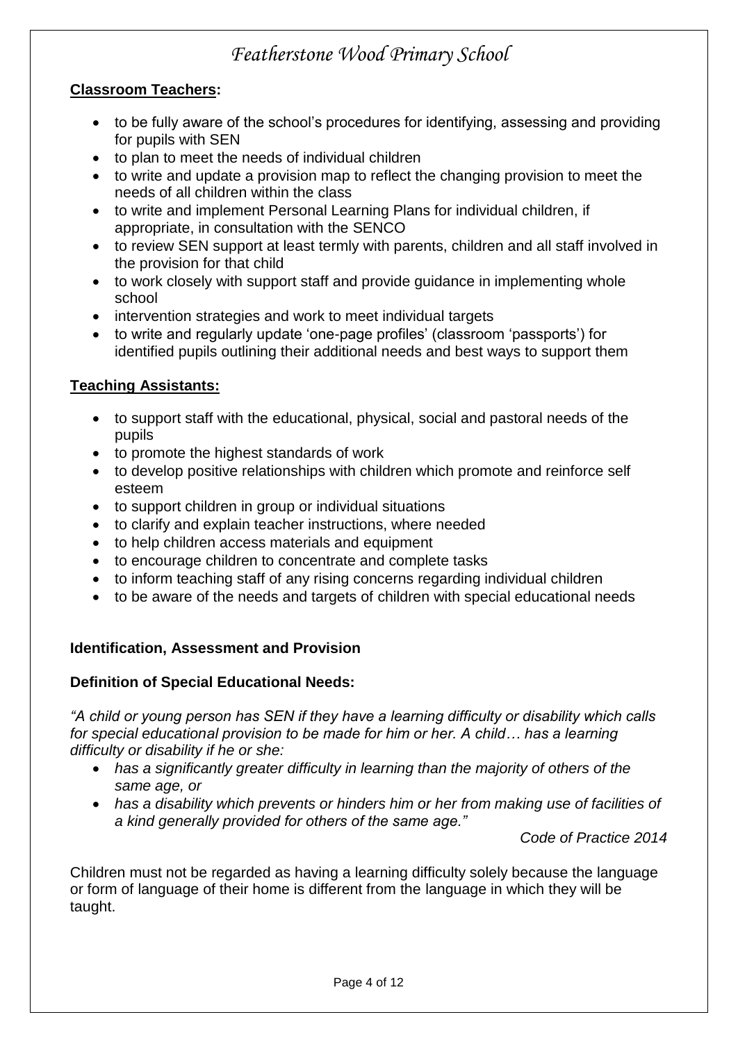**Classroom Teachers:**

- to be fully aware of the school's procedures for identifying, assessing and providing for pupils with SEN
- to plan to meet the needs of individual children
- to write and update a provision map to reflect the changing provision to meet the needs of all children within the class
- to write and implement Personal Learning Plans for individual children, if appropriate, in consultation with the SENCO
- to review SEN support at least termly with parents, children and all staff involved in the provision for that child
- to work closely with support staff and provide guidance in implementing whole school
- intervention strategies and work to meet individual targets
- to write and regularly update 'one-page profiles' (classroom 'passports') for identified pupils outlining their additional needs and best ways to support them

**Teaching Assistants:**

- to support staff with the educational, physical, social and pastoral needs of the pupils
- to promote the highest standards of work
- to develop positive relationships with children which promote and reinforce self esteem
- to support children in group or individual situations
- to clarify and explain teacher instructions, where needed
- to help children access materials and equipment
- to encourage children to concentrate and complete tasks
- to inform teaching staff of any rising concerns regarding individual children
- to be aware of the needs and targets of children with special educational needs

**Identification, Assessment and Provision**

**Definition of Special Educational Needs:**

*"A child or young person has SEN if they have a learning difficulty or disability which calls for special educational provision to be made for him or her. A child… has a learning difficulty or disability if he or she:*

- *has a significantly greater difficulty in learning than the majority of others of the same age, or*
- *has a disability which prevents or hinders him or her from making use of facilities of a kind generally provided for others of the same age."*

*Code of Practice 2014*

Children must not be regarded as having a learning difficulty solely because the language or form of language of their home is different from the language in which they will be taught.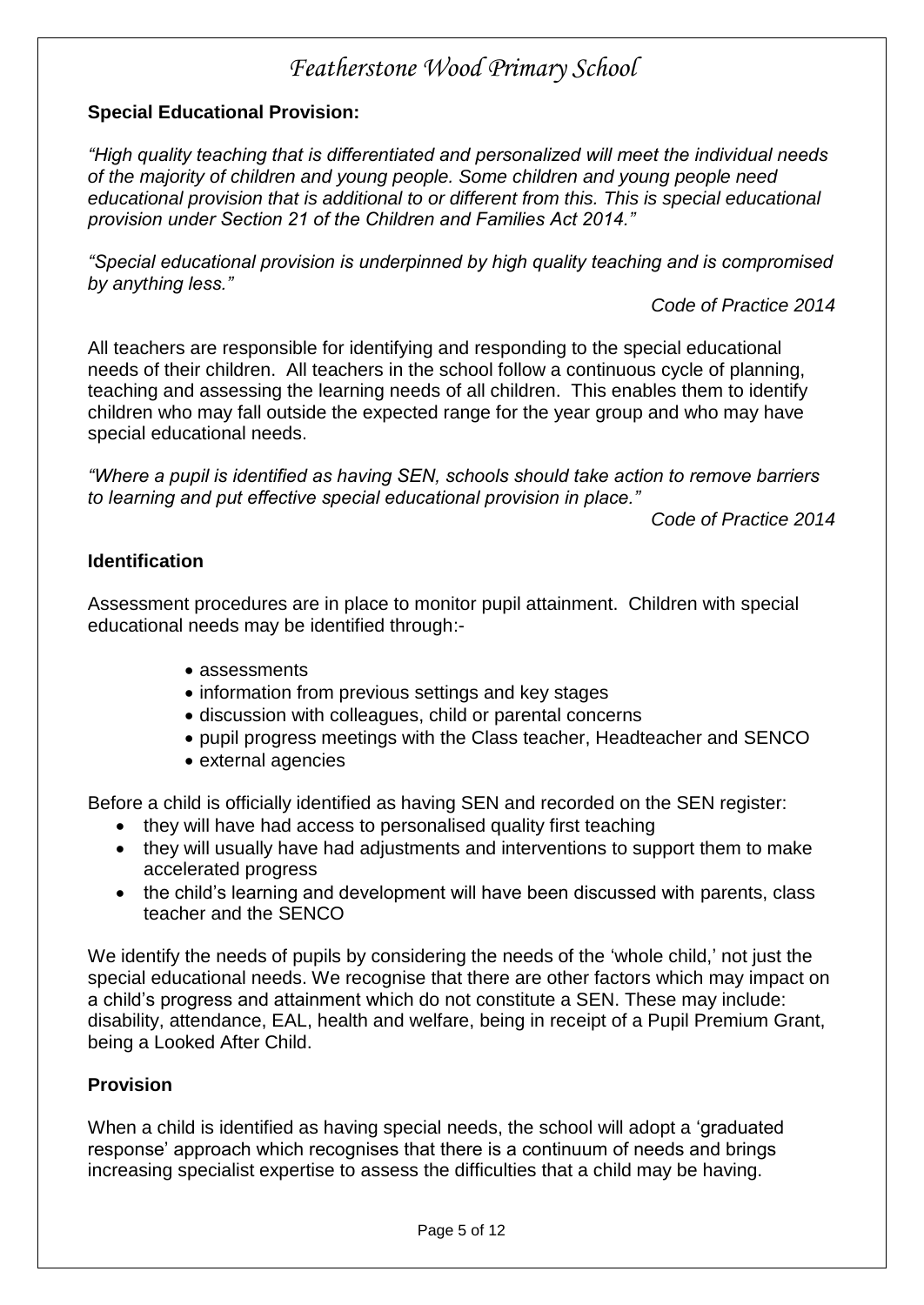**Special Educational Provision:**

*"High quality teaching that is differentiated and personalized will meet the individual needs of the majority of children and young people. Some children and young people need educational provision that is additional to or different from this. This is special educational provision under Section 21 of the Children and Families Act 2014."*

*"Special educational provision is underpinned by high quality teaching and is compromised by anything less."*

*Code of Practice 2014*

All teachers are responsible for identifying and responding to the special educational needs of their children. All teachers in the school follow a continuous cycle of planning, teaching and assessing the learning needs of all children. This enables them to identify children who may fall outside the expected range for the year group and who may have special educational needs.

*"Where a pupil is identified as having SEN, schools should take action to remove barriers to learning and put effective special educational provision in place."*

*Code of Practice 2014*

**Identification**

Assessment procedures are in place to monitor pupil attainment. Children with special educational needs may be identified through:-

- assessments
- information from previous settings and key stages
- discussion with colleagues, child or parental concerns
- pupil progress meetings with the Class teacher, Headteacher and SENCO
- external agencies

Before a child is officially identified as having SEN and recorded on the SEN register:

- they will have had access to personalised quality first teaching
- they will usually have had adjustments and interventions to support them to make accelerated progress
- the child's learning and development will have been discussed with parents, class teacher and the SENCO

We identify the needs of pupils by considering the needs of the 'whole child,' not just the special educational needs. We recognise that there are other factors which may impact on a child's progress and attainment which do not constitute a SEN. These may include: disability, attendance, EAL, health and welfare, being in receipt of a Pupil Premium Grant, being a Looked After Child.

**Provision**

When a child is identified as having special needs, the school will adopt a 'graduated response' approach which recognises that there is a continuum of needs and brings increasing specialist expertise to assess the difficulties that a child may be having.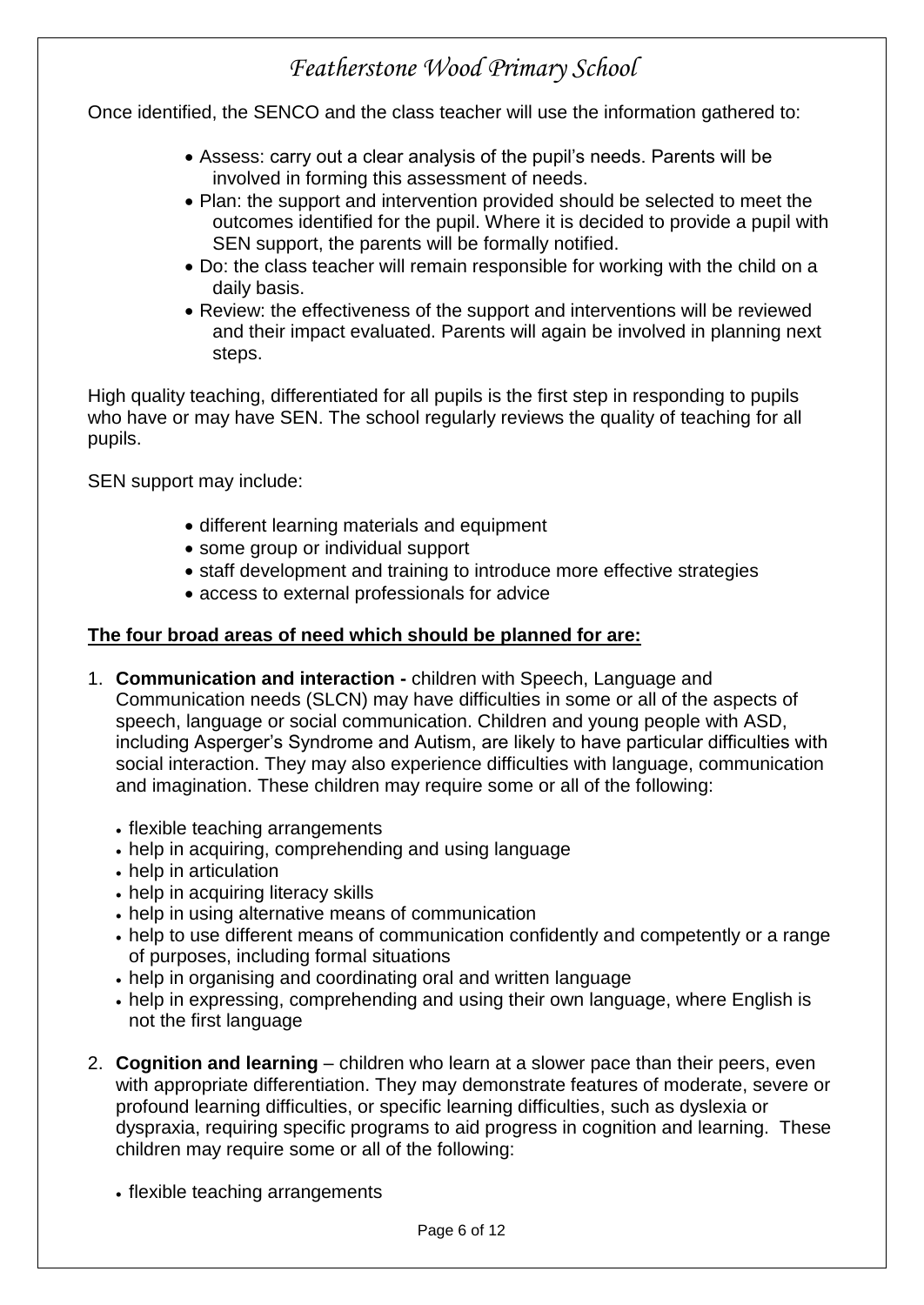Once identified, the SENCO and the class teacher will use the information gathered to:

- Assess: carry out a clear analysis of the pupil's needs. Parents will be involved in forming this assessment of needs.
- Plan: the support and intervention provided should be selected to meet the outcomes identified for the pupil. Where it is decided to provide a pupil with SEN support, the parents will be formally notified.
- Do: the class teacher will remain responsible for working with the child on a daily basis.
- Review: the effectiveness of the support and interventions will be reviewed and their impact evaluated. Parents will again be involved in planning next steps.

High quality teaching, differentiated for all pupils is the first step in responding to pupils who have or may have SEN. The school regularly reviews the quality of teaching for all pupils.

SEN support may include:

- different learning materials and equipment
- some group or individual support
- staff development and training to introduce more effective strategies
- access to external professionals for advice

**The four broad areas of need which should be planned for are:**

1. **Communication and interaction -** children with Speech, Language and Communication needs (SLCN) may have difficulties in some or all of the aspects of speech, language or social communication. Children and young people with ASD, including Asperger's Syndrome and Autism, are likely to have particular difficulties with social interaction. They may also experience difficulties with language, communication and imagination. These children may require some or all of the following:

   - flexible teaching arrangements
   - help in acquiring, comprehending and using language
   - help in articulation
   - help in acquiring literacy skills
   - help in using alternative means of communication
   - help to use different means of communication confidently and competently or a range of purposes, including formal situations
   - help in organising and coordinating oral and written language
   - help in expressing, comprehending and using their own language, where English is not the first language

2. **Cognition and learning** – children who learn at a slower pace than their peers, even with appropriate differentiation. They may demonstrate features of moderate, severe or profound learning difficulties, or specific learning difficulties, such as dyslexia or dyspraxia, requiring specific programs to aid progress in cognition and learning. These children may require some or all of the following:

   - flexible teaching arrangements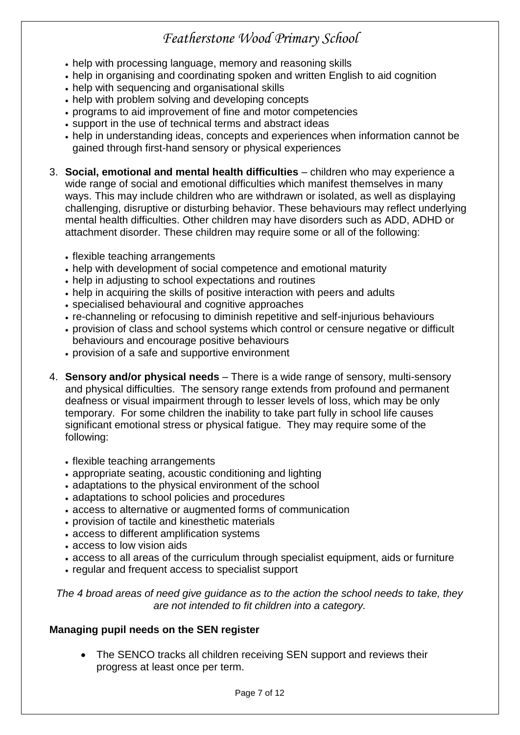- help with processing language, memory and reasoning skills
- help in organising and coordinating spoken and written English to aid cognition
- help with sequencing and organisational skills
- help with problem solving and developing concepts
- programs to aid improvement of fine and motor competencies
- support in the use of technical terms and abstract ideas
- help in understanding ideas, concepts and experiences when information cannot be gained through first-hand sensory or physical experiences

3. **Social, emotional and mental health difficulties** – children who may experience a wide range of social and emotional difficulties which manifest themselves in many ways. This may include children who are withdrawn or isolated, as well as displaying challenging, disruptive or disturbing behavior. These behaviours may reflect underlying mental health difficulties. Other children may have disorders such as ADD, ADHD or attachment disorder. These children may require some or all of the following:

   - flexible teaching arrangements
   - help with development of social competence and emotional maturity
   - help in adjusting to school expectations and routines
   - help in acquiring the skills of positive interaction with peers and adults
   - specialised behavioural and cognitive approaches
   - re-channeling or refocusing to diminish repetitive and self-injurious behaviours
   - provision of class and school systems which control or censure negative or difficult behaviours and encourage positive behaviours
   - provision of a safe and supportive environment

4. **Sensory and/or physical needs** – There is a wide range of sensory, multi-sensory and physical difficulties. The sensory range extends from profound and permanent deafness or visual impairment through to lesser levels of loss, which may be only temporary. For some children the inability to take part fully in school life causes significant emotional stress or physical fatigue. They may require some of the following:

   - flexible teaching arrangements
   - appropriate seating, acoustic conditioning and lighting
   - adaptations to the physical environment of the school
   - adaptations to school policies and procedures
   - access to alternative or augmented forms of communication
   - provision of tactile and kinesthetic materials
   - access to different amplification systems
   - access to low vision aids
   - access to all areas of the curriculum through specialist equipment, aids or furniture
   - regular and frequent access to specialist support

*The 4 broad areas of need give guidance as to the action the school needs to take, they are not intended to fit children into a category.*

**Managing pupil needs on the SEN register**

- The SENCO tracks all children receiving SEN support and reviews their progress at least once per term.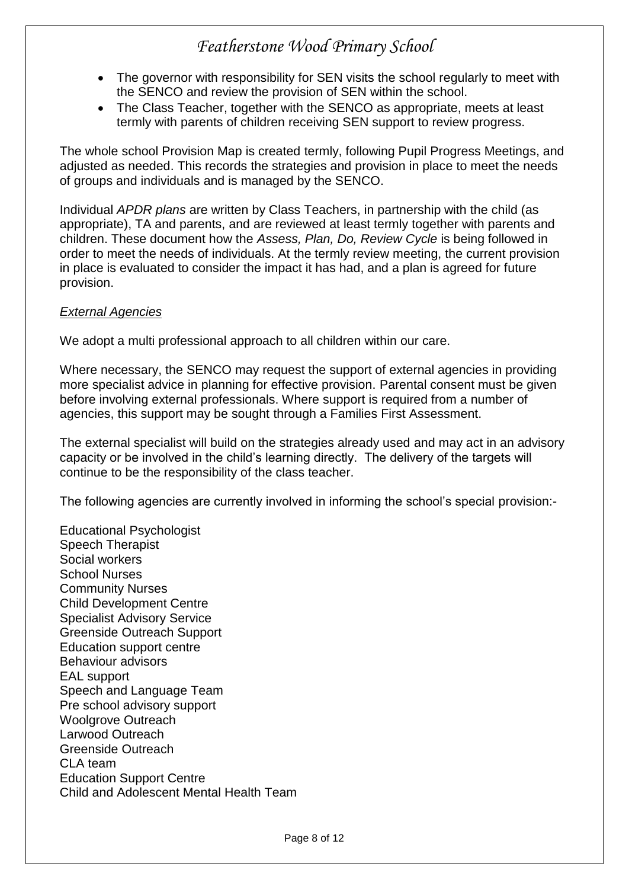- The governor with responsibility for SEN visits the school regularly to meet with the SENCO and review the provision of SEN within the school.
- The Class Teacher, together with the SENCO as appropriate, meets at least termly with parents of children receiving SEN support to review progress.

The whole school Provision Map is created termly, following Pupil Progress Meetings, and adjusted as needed. This records the strategies and provision in place to meet the needs of groups and individuals and is managed by the SENCO.

Individual *APDR plans* are written by Class Teachers, in partnership with the child (as appropriate), TA and parents, and are reviewed at least termly together with parents and children. These document how the *Assess, Plan, Do, Review Cycle* is being followed in order to meet the needs of individuals. At the termly review meeting, the current provision in place is evaluated to consider the impact it has had, and a plan is agreed for future provision.

*External Agencies*

We adopt a multi professional approach to all children within our care.

Where necessary, the SENCO may request the support of external agencies in providing more specialist advice in planning for effective provision. Parental consent must be given before involving external professionals. Where support is required from a number of agencies, this support may be sought through a Families First Assessment.

The external specialist will build on the strategies already used and may act in an advisory capacity or be involved in the child's learning directly. The delivery of the targets will continue to be the responsibility of the class teacher.

The following agencies are currently involved in informing the school's special provision:-

Educational Psychologist
Speech Therapist
Social workers
School Nurses
Community Nurses
Child Development Centre
Specialist Advisory Service
Greenside Outreach Support
Education support centre
Behaviour advisors
EAL support
Speech and Language Team
Pre school advisory support
Woolgrove Outreach
Larwood Outreach
Greenside Outreach
CLA team
Education Support Centre
Child and Adolescent Mental Health Team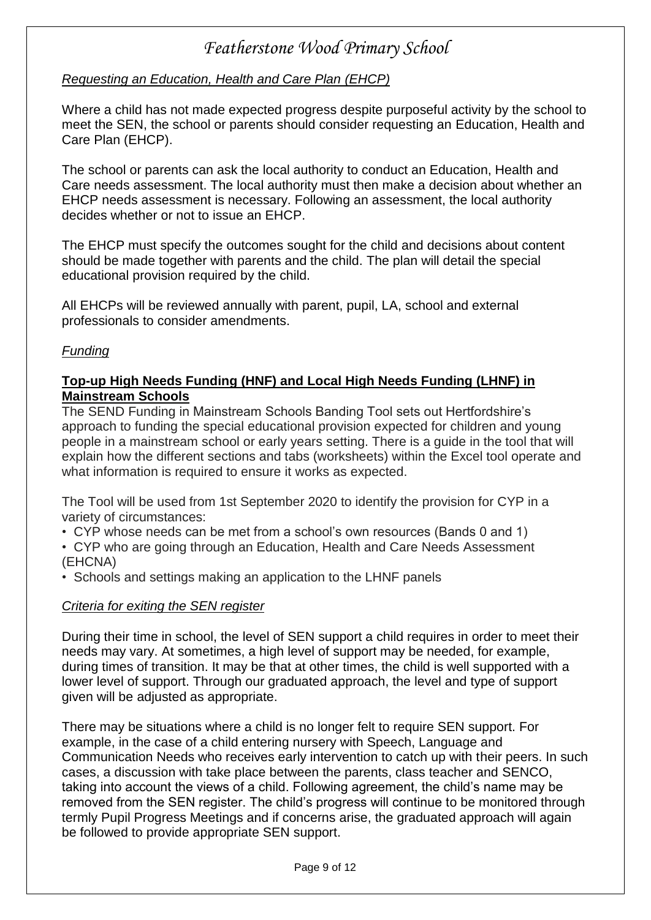*Requesting an Education, Health and Care Plan (EHCP)*

Where a child has not made expected progress despite purposeful activity by the school to meet the SEN, the school or parents should consider requesting an Education, Health and Care Plan (EHCP).

The school or parents can ask the local authority to conduct an Education, Health and Care needs assessment. The local authority must then make a decision about whether an EHCP needs assessment is necessary. Following an assessment, the local authority decides whether or not to issue an EHCP.

The EHCP must specify the outcomes sought for the child and decisions about content should be made together with parents and the child. The plan will detail the special educational provision required by the child.

All EHCPs will be reviewed annually with parent, pupil, LA, school and external professionals to consider amendments.

*Funding*

**Top-up High Needs Funding (HNF) and Local High Needs Funding (LHNF) in Mainstream Schools**

The SEND Funding in Mainstream Schools Banding Tool sets out Hertfordshire's approach to funding the special educational provision expected for children and young people in a mainstream school or early years setting. There is a guide in the tool that will explain how the different sections and tabs (worksheets) within the Excel tool operate and what information is required to ensure it works as expected.

The Tool will be used from 1st September 2020 to identify the provision for CYP in a variety of circumstances:

- CYP whose needs can be met from a school's own resources (Bands 0 and 1)
- CYP who are going through an Education, Health and Care Needs Assessment (EHCNA)
- Schools and settings making an application to the LHNF panels

*Criteria for exiting the SEN register*

During their time in school, the level of SEN support a child requires in order to meet their needs may vary. At sometimes, a high level of support may be needed, for example, during times of transition. It may be that at other times, the child is well supported with a lower level of support. Through our graduated approach, the level and type of support given will be adjusted as appropriate.

There may be situations where a child is no longer felt to require SEN support. For example, in the case of a child entering nursery with Speech, Language and Communication Needs who receives early intervention to catch up with their peers. In such cases, a discussion with take place between the parents, class teacher and SENCO, taking into account the views of a child. Following agreement, the child's name may be removed from the SEN register. The child's progress will continue to be monitored through termly Pupil Progress Meetings and if concerns arise, the graduated approach will again be followed to provide appropriate SEN support.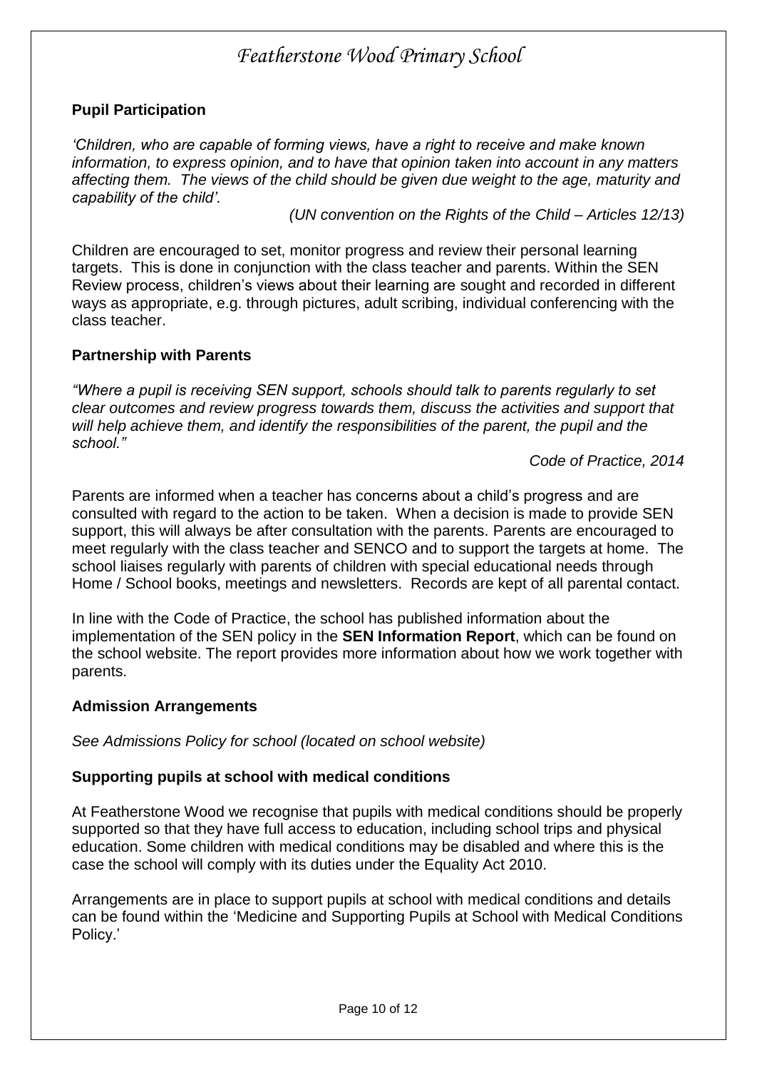## Pupil Participation

*'Children, who are capable of forming views, have a right to receive and make known information, to express opinion, and to have that opinion taken into account in any matters affecting them. The views of the child should be given due weight to the age, maturity and capability of the child'.*

*(UN convention on the Rights of the Child – Articles 12/13)*

Children are encouraged to set, monitor progress and review their personal learning targets. This is done in conjunction with the class teacher and parents. Within the SEN Review process, children's views about their learning are sought and recorded in different ways as appropriate, e.g. through pictures, adult scribing, individual conferencing with the class teacher.

## Partnership with Parents

*"Where a pupil is receiving SEN support, schools should talk to parents regularly to set clear outcomes and review progress towards them, discuss the activities and support that will help achieve them, and identify the responsibilities of the parent, the pupil and the school."*

*Code of Practice, 2014*

Parents are informed when a teacher has concerns about a child's progress and are consulted with regard to the action to be taken. When a decision is made to provide SEN support, this will always be after consultation with the parents. Parents are encouraged to meet regularly with the class teacher and SENCO and to support the targets at home. The school liaises regularly with parents of children with special educational needs through Home / School books, meetings and newsletters. Records are kept of all parental contact.

In line with the Code of Practice, the school has published information about the implementation of the SEN policy in the **SEN Information Report**, which can be found on the school website. The report provides more information about how we work together with parents.

## Admission Arrangements

*See Admissions Policy for school (located on school website)*

## Supporting pupils at school with medical conditions

At Featherstone Wood we recognise that pupils with medical conditions should be properly supported so that they have full access to education, including school trips and physical education. Some children with medical conditions may be disabled and where this is the case the school will comply with its duties under the Equality Act 2010.

Arrangements are in place to support pupils at school with medical conditions and details can be found within the 'Medicine and Supporting Pupils at School with Medical Conditions Policy.'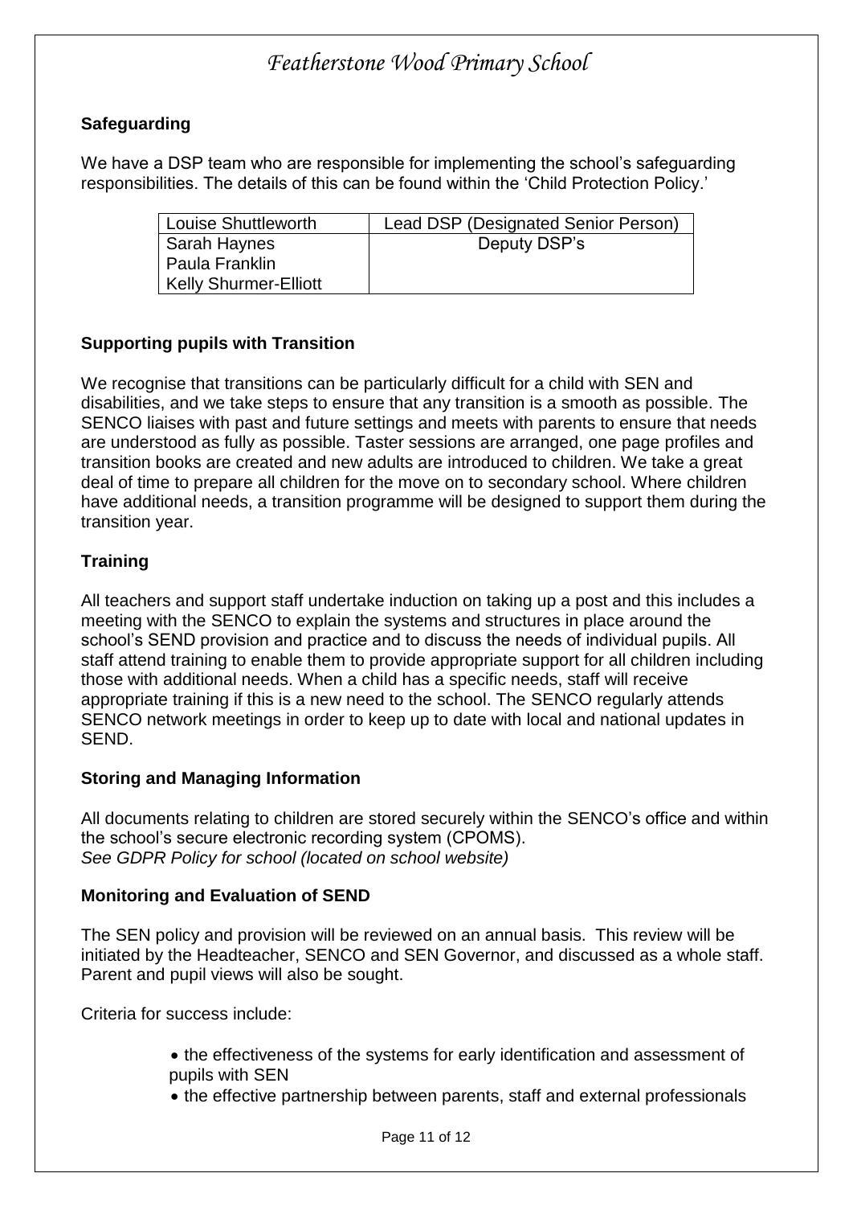## Safeguarding

We have a DSP team who are responsible for implementing the school's safeguarding responsibilities. The details of this can be found within the 'Child Protection Policy.'

| Louise Shuttleworth | Lead DSP (Designated Senior Person) |
|---|---|
| Sarah Haynes<br>Paula Franklin<br>Kelly Shurmer-Elliott | Deputy DSP's |

## Supporting pupils with Transition

We recognise that transitions can be particularly difficult for a child with SEN and disabilities, and we take steps to ensure that any transition is a smooth as possible. The SENCO liaises with past and future settings and meets with parents to ensure that needs are understood as fully as possible. Taster sessions are arranged, one page profiles and transition books are created and new adults are introduced to children. We take a great deal of time to prepare all children for the move on to secondary school. Where children have additional needs, a transition programme will be designed to support them during the transition year.

## Training

All teachers and support staff undertake induction on taking up a post and this includes a meeting with the SENCO to explain the systems and structures in place around the school's SEND provision and practice and to discuss the needs of individual pupils. All staff attend training to enable them to provide appropriate support for all children including those with additional needs. When a child has a specific needs, staff will receive appropriate training if this is a new need to the school. The SENCO regularly attends SENCO network meetings in order to keep up to date with local and national updates in SEND.

## Storing and Managing Information

All documents relating to children are stored securely within the SENCO's office and within the school's secure electronic recording system (CPOMS).
*See GDPR Policy for school (located on school website)*

## Monitoring and Evaluation of SEND

The SEN policy and provision will be reviewed on an annual basis. This review will be initiated by the Headteacher, SENCO and SEN Governor, and discussed as a whole staff. Parent and pupil views will also be sought.

Criteria for success include:

- the effectiveness of the systems for early identification and assessment of pupils with SEN
- the effective partnership between parents, staff and external professionals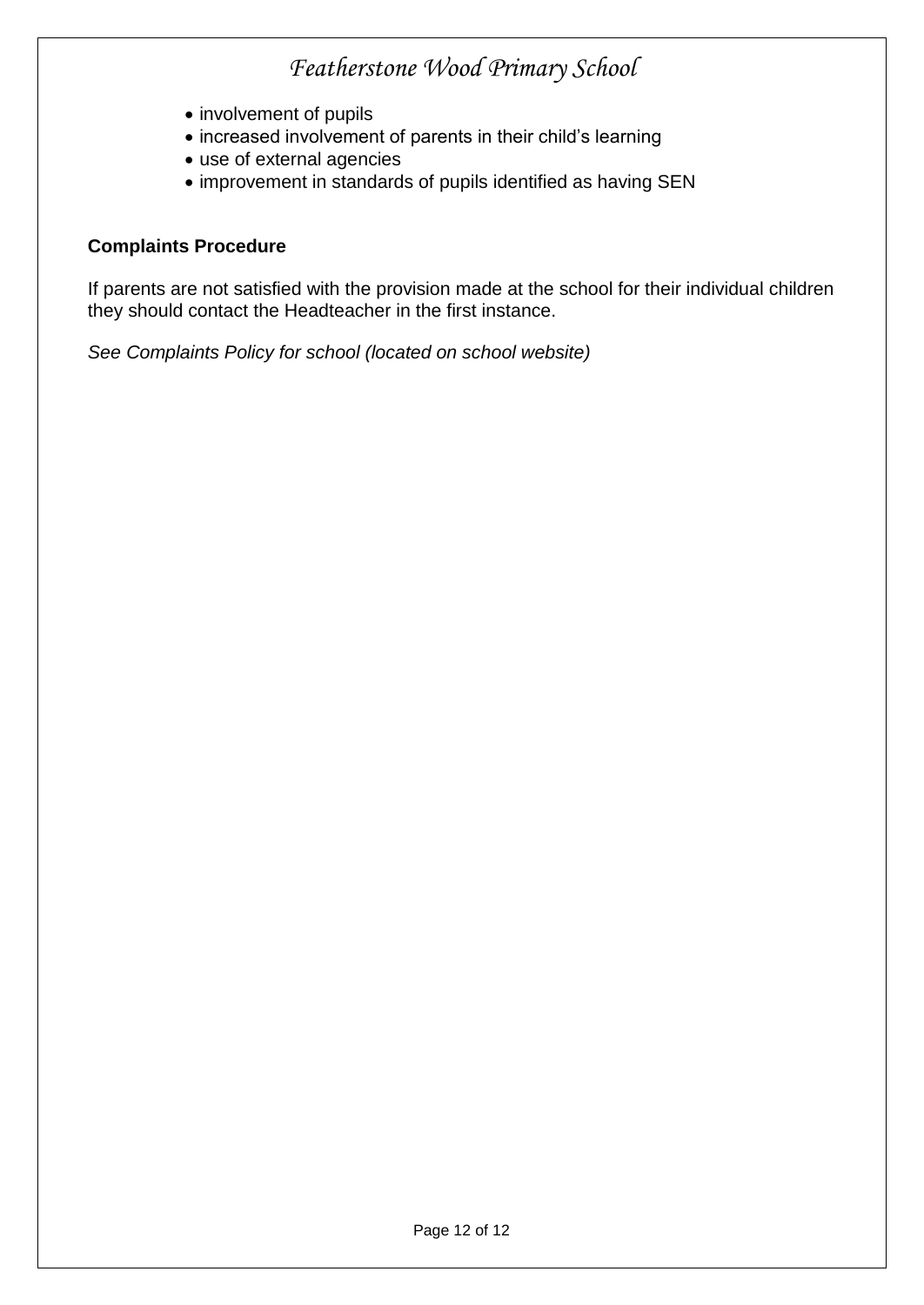- involvement of pupils
- increased involvement of parents in their child's learning
- use of external agencies
- improvement in standards of pupils identified as having SEN

**Complaints Procedure**

If parents are not satisfied with the provision made at the school for their individual children they should contact the Headteacher in the first instance.

*See Complaints Policy for school (located on school website)*